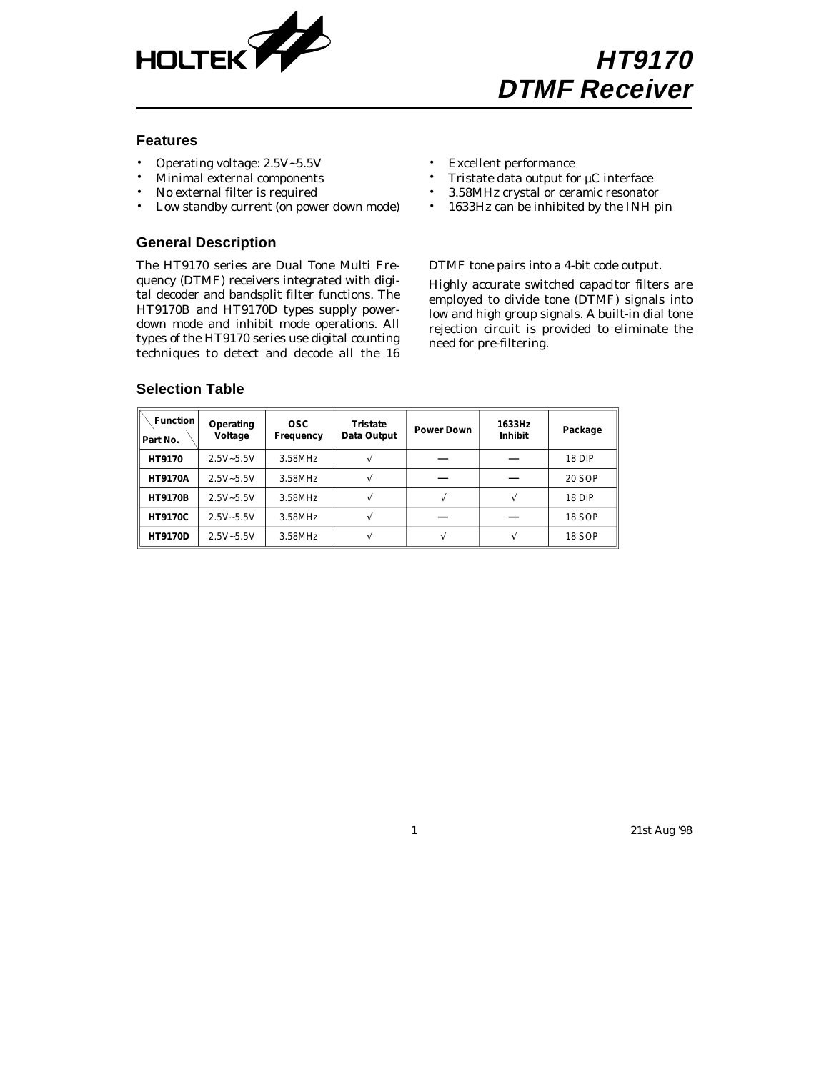# HT9170
# DTMF Receiver

## Features

- Operating voltage: 2.5V~5.5V
- Minimal external components
- No external filter is required
- Low standby current (on power down mode)
- Excellent performance
- Tristate data output for µC interface
- 3.58MHz crystal or ceramic resonator
- 1633Hz can be inhibited by the INH pin

## General Description

The HT9170 series are Dual Tone Multi Frequency (DTMF) receivers integrated with digital decoder and bandsplit filter functions. The HT9170B and HT9170D types supply power-down mode and inhibit mode operations. All types of the HT9170 series use digital counting techniques to detect and decode all the 16 DTMF tone pairs into a 4-bit code output.

Highly accurate switched capacitor filters are employed to divide tone (DTMF) signals into low and high group signals. A built-in dial tone rejection circuit is provided to eliminate the need for pre-filtering.

## Selection Table

| Function / Part No. | Operating Voltage | OSC Frequency | Tristate Data Output | Power Down | 1633Hz Inhibit | Package |
|---|---|---|---|---|---|---|
| **HT9170** | 2.5V~5.5V | 3.58MHz | √ | — | — | 18 DIP |
| **HT9170A** | 2.5V~5.5V | 3.58MHz | √ | — | — | 20 SOP |
| **HT9170B** | 2.5V~5.5V | 3.58MHz | √ | √ | √ | 18 DIP |
| **HT9170C** | 2.5V~5.5V | 3.58MHz | √ | — | — | 18 SOP |
| **HT9170D** | 2.5V~5.5V | 3.58MHz | √ | √ | √ | 18 SOP |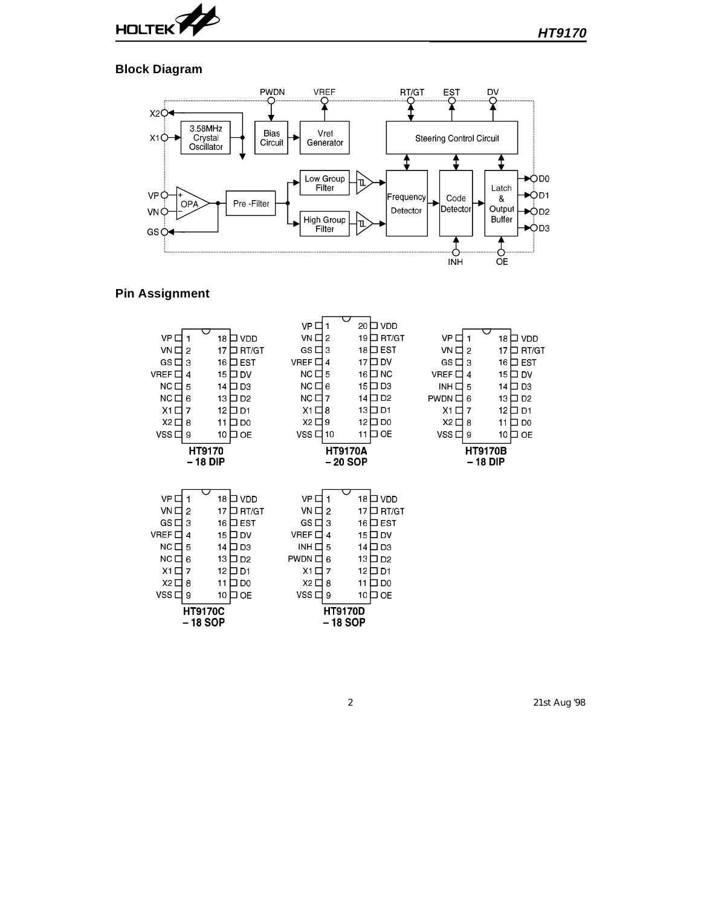## Block Diagram

## Pin Assignment

| Pin | HT9170 – 18 DIP | HT9170B – 18 DIP | HT9170C – 18 SOP | HT9170D – 18 SOP |
|---|---|---|---|---|
| 1 | VP | VP | VP | VP |
| 2 | VN | VN | VN | VN |
| 3 | GS | GS | GS | GS |
| 4 | VREF | VREF | VREF | VREF |
| 5 | NC | INH | NC | INH |
| 6 | NC | PWDN | NC | PWDN |
| 7 | X1 | X1 | X1 | X1 |
| 8 | X2 | X2 | X2 | X2 |
| 9 | VSS | VSS | VSS | VSS |
| 10 | OE | OE | OE | OE |
| 11 | D0 | D0 | D0 | D0 |
| 12 | D1 | D1 | D1 | D1 |
| 13 | D2 | D2 | D2 | D2 |
| 14 | D3 | D3 | D3 | D3 |
| 15 | DV | DV | DV | DV |
| 16 | EST | EST | EST | EST |
| 17 | RT/GT | RT/GT | RT/GT | RT/GT |
| 18 | VDD | VDD | VDD | VDD |

| Pin | HT9170A – 20 SOP |
|---|---|
| 1 | VP |
| 2 | VN |
| 3 | GS |
| 4 | VREF |
| 5 | NC |
| 6 | NC |
| 7 | NC |
| 8 | X1 |
| 9 | X2 |
| 10 | VSS |
| 11 | OE |
| 12 | D0 |
| 13 | D1 |
| 14 | D2 |
| 15 | D3 |
| 16 | NC |
| 17 | DV |
| 18 | EST |
| 19 | RT/GT |
| 20 | VDD |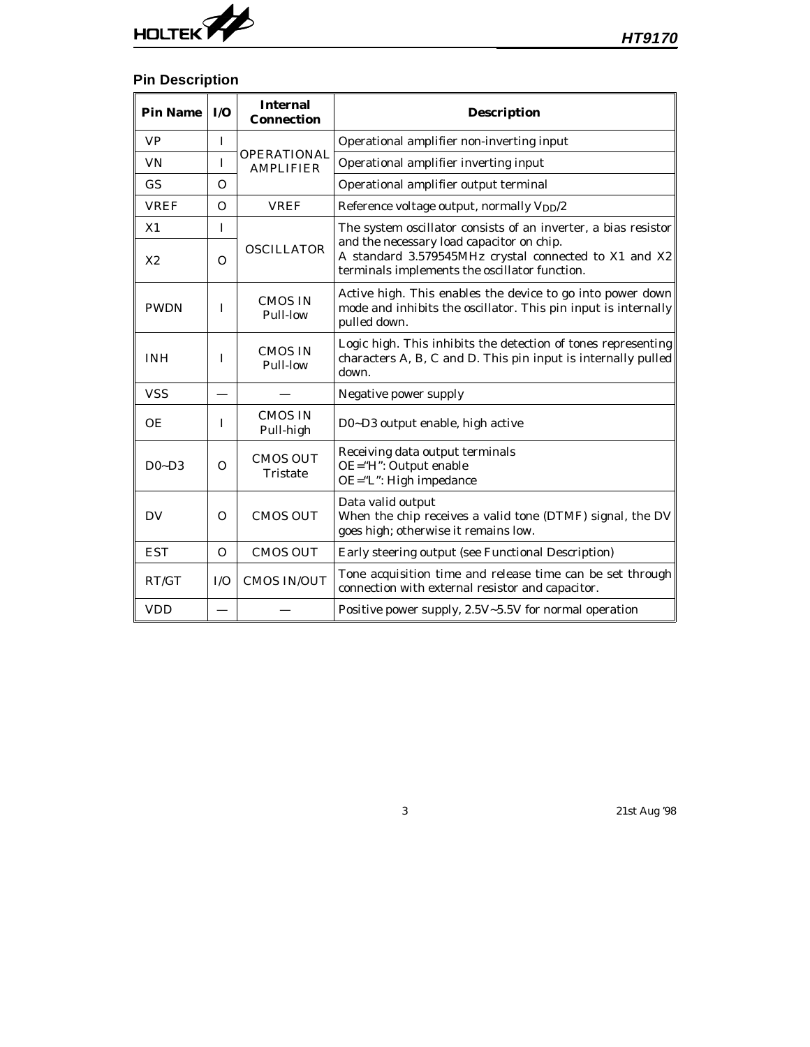## Pin Description

| Pin Name | I/O | Internal Connection | Description |
|---|---|---|---|
| VP | I | OPERATIONAL AMPLIFIER | Operational amplifier non-inverting input |
| VN | I | | Operational amplifier inverting input |
| GS | O | | Operational amplifier output terminal |
| VREF | O | VREF | Reference voltage output, normally $V_{DD}/2$ |
| X1 | I | OSCILLATOR | The system oscillator consists of an inverter, a bias resistor and the necessary load capacitor on chip. A standard 3.579545MHz crystal connected to X1 and X2 terminals implements the oscillator function. |
| X2 | O | | |
| PWDN | I | CMOS IN Pull-low | Active high. This enables the device to go into power down mode and inhibits the oscillator. This pin input is internally pulled down. |
| INH | I | CMOS IN Pull-low | Logic high. This inhibits the detection of tones representing characters A, B, C and D. This pin input is internally pulled down. |
| VSS | — | — | Negative power supply |
| OE | I | CMOS IN Pull-high | D0~D3 output enable, high active |
| D0~D3 | O | CMOS OUT Tristate | Receiving data output terminals<br>OE="H": Output enable<br>OE="L": High impedance |
| DV | O | CMOS OUT | Data valid output<br>When the chip receives a valid tone (DTMF) signal, the DV goes high; otherwise it remains low. |
| EST | O | CMOS OUT | Early steering output (see Functional Description) |
| RT/GT | I/O | CMOS IN/OUT | Tone acquisition time and release time can be set through connection with external resistor and capacitor. |
| VDD | — | — | Positive power supply, 2.5V~5.5V for normal operation |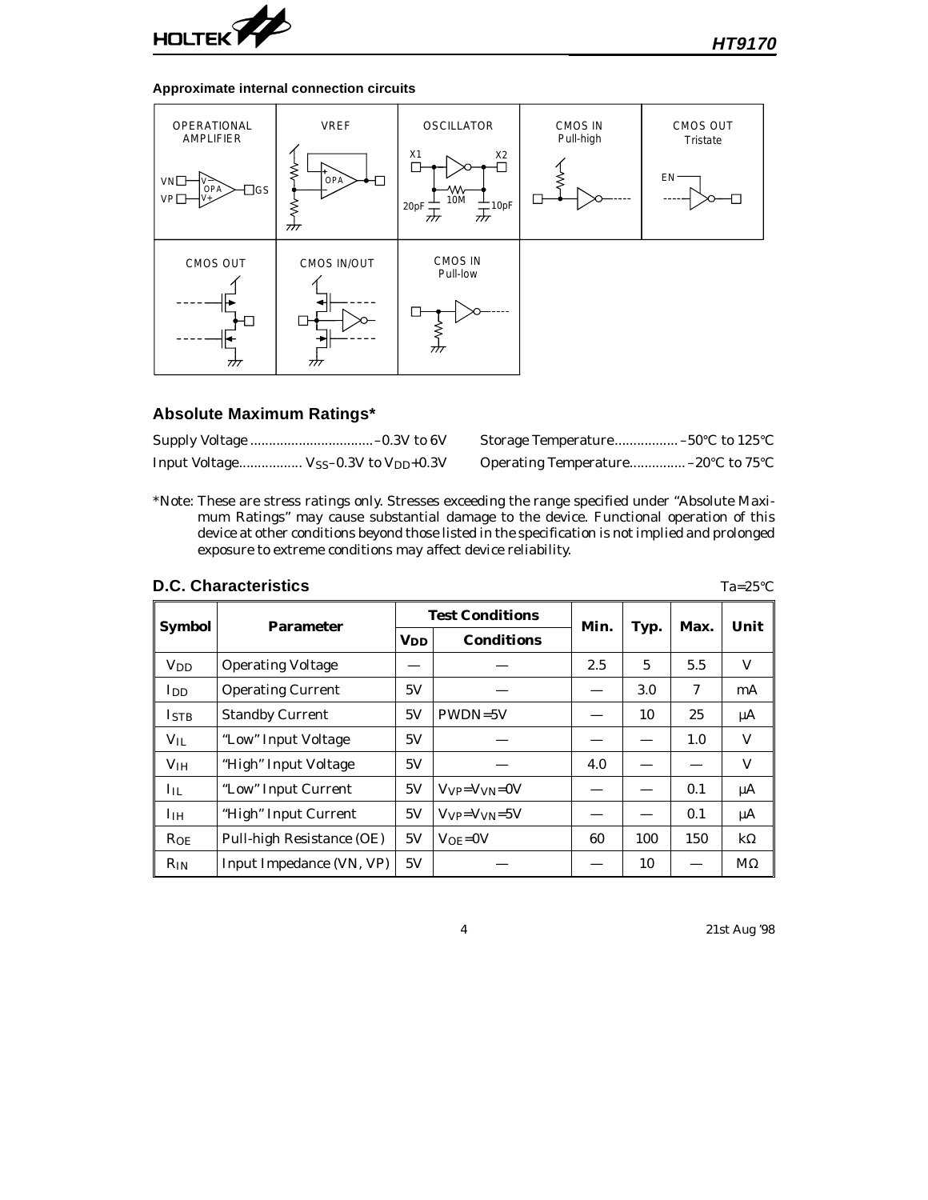**Approximate internal connection circuits**

| OPERATIONAL AMPLIFIER | VREF | OSCILLATOR | CMOS IN Pull-high | CMOS OUT Tristate |
| --- | --- | --- | --- | --- |
| CMOS OUT | CMOS IN/OUT | CMOS IN Pull-low | | |

## Absolute Maximum Ratings*

Supply Voltage ................................ –0.3V to 6V

Input Voltage................ $V_{SS}$–0.3V to $V_{DD}$+0.3V

Storage Temperature................. –50°C to 125°C

Operating Temperature............... –20°C to 75°C

*Note: These are stress ratings only. Stresses exceeding the range specified under "Absolute Maximum Ratings" may cause substantial damage to the device. Functional operation of this device at other conditions beyond those listed in the specification is not implied and prolonged exposure to extreme conditions may affect device reliability.

## D.C. Characteristics

Ta=25°C

| Symbol | Parameter | Test Conditions | | Min. | Typ. | Max. | Unit |
| --- | --- | --- | --- | --- | --- | --- | --- |
| | | $V_{DD}$ | Conditions | | | | |
| $V_{DD}$ | Operating Voltage | — | — | 2.5 | 5 | 5.5 | V |
| $I_{DD}$ | Operating Current | 5V | — | — | 3.0 | 7 | mA |
| $I_{STB}$ | Standby Current | 5V | PWDN=5V | — | 10 | 25 | μA |
| $V_{IL}$ | "Low" Input Voltage | 5V | — | — | — | 1.0 | V |
| $V_{IH}$ | "High" Input Voltage | 5V | — | 4.0 | — | — | V |
| $I_{IL}$ | "Low" Input Current | 5V | $V_{VP}$=$V_{VN}$=0V | — | — | 0.1 | μA |
| $I_{IH}$ | "High" Input Current | 5V | $V_{VP}$=$V_{VN}$=5V | — | — | 0.1 | μA |
| $R_{OE}$ | Pull-high Resistance (OE) | 5V | $V_{OE}$=0V | 60 | 100 | 150 | kΩ |
| $R_{IN}$ | Input Impedance (VN, VP) | 5V | — | — | 10 | — | MΩ |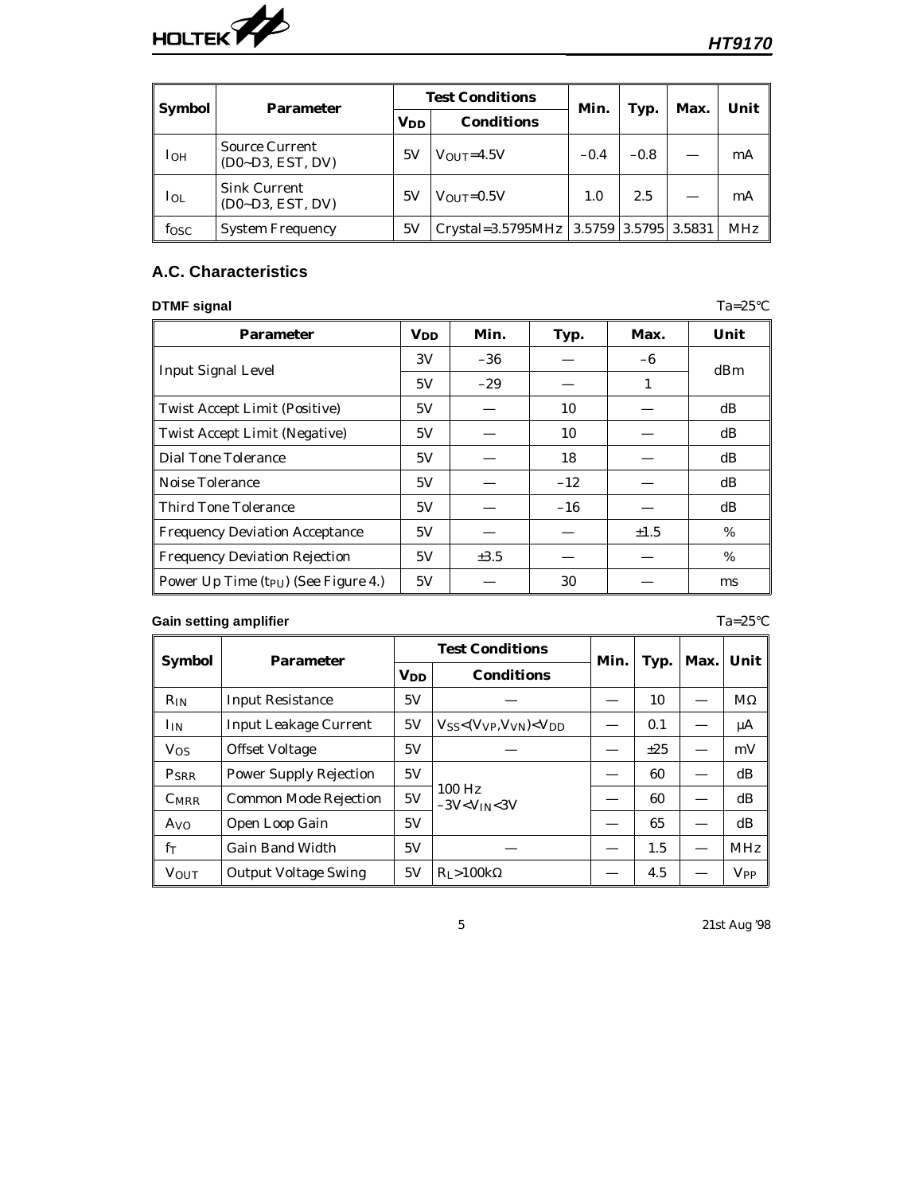| Symbol | Parameter | Test Conditions | | Min. | Typ. | Max. | Unit |
|---|---|---|---|---|---|---|---|
| | | $V_{DD}$ | Conditions | | | | |
| $I_{OH}$ | Source Current (D0~D3, EST, DV) | 5V | $V_{OUT}$=4.5V | −0.4 | −0.8 | — | mA |
| $I_{OL}$ | Sink Current (D0~D3, EST, DV) | 5V | $V_{OUT}$=0.5V | 1.0 | 2.5 | — | mA |
| $f_{OSC}$ | System Frequency | 5V | Crystal=3.5795MHz | 3.5759 | 3.5795 | 3.5831 | MHz |

## A.C. Characteristics

**DTMF signal** Ta=25°C

| Parameter | $V_{DD}$ | Min. | Typ. | Max. | Unit |
|---|---|---|---|---|---|
| Input Signal Level | 3V | −36 | — | −6 | dBm |
| | 5V | −29 | — | 1 | |
| Twist Accept Limit (Positive) | 5V | — | 10 | — | dB |
| Twist Accept Limit (Negative) | 5V | — | 10 | — | dB |
| Dial Tone Tolerance | 5V | — | 18 | — | dB |
| Noise Tolerance | 5V | — | −12 | — | dB |
| Third Tone Tolerance | 5V | — | −16 | — | dB |
| Frequency Deviation Acceptance | 5V | — | — | ±1.5 | % |
| Frequency Deviation Rejection | 5V | ±3.5 | — | — | % |
| Power Up Time ($t_{PU}$) (See Figure 4.) | 5V | — | 30 | — | ms |

**Gain setting amplifier** Ta=25°C

| Symbol | Parameter | Test Conditions | | Min. | Typ. | Max. | Unit |
|---|---|---|---|---|---|---|---|
| | | $V_{DD}$ | Conditions | | | | |
| $R_{IN}$ | Input Resistance | 5V | — | — | 10 | — | MΩ |
| $I_{IN}$ | Input Leakage Current | 5V | $V_{SS}$<($V_{VP}$,$V_{VN}$)<$V_{DD}$ | — | 0.1 | — | μA |
| $V_{OS}$ | Offset Voltage | 5V | — | — | ±25 | — | mV |
| $P_{SRR}$ | Power Supply Rejection | 5V | 100 Hz −3V<$V_{IN}$<3V | — | 60 | — | dB |
| $C_{MRR}$ | Common Mode Rejection | 5V | | — | 60 | — | dB |
| $A_{VO}$ | Open Loop Gain | 5V | | — | 65 | — | dB |
| $f_T$ | Gain Band Width | 5V | — | — | 1.5 | — | MHz |
| $V_{OUT}$ | Output Voltage Swing | 5V | $R_L$>100kΩ | — | 4.5 | — | $V_{PP}$ |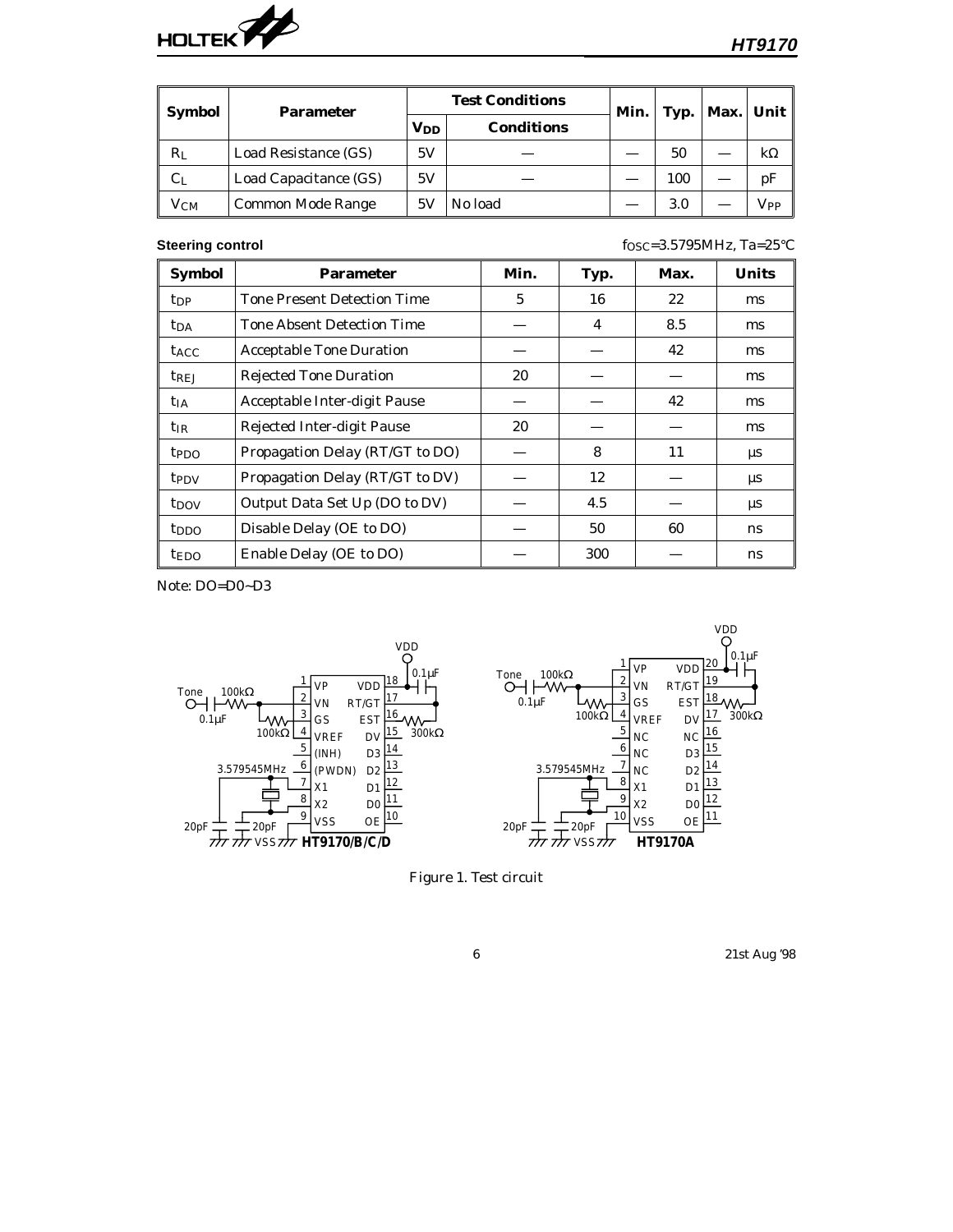| Symbol | Parameter | Test Conditions | | Min. | Typ. | Max. | Unit |
|---|---|---|---|---|---|---|---|
| | | $V_{DD}$ | Conditions | | | | |
| $R_L$ | Load Resistance (GS) | 5V | — | — | 50 | — | kΩ |
| $C_L$ | Load Capacitance (GS) | 5V | — | — | 100 | — | pF |
| $V_{CM}$ | Common Mode Range | 5V | No load | — | 3.0 | — | $V_{PP}$ |

**Steering control**

$f_{OSC}$=3.5795MHz, Ta=25°C

| Symbol | Parameter | Min. | Typ. | Max. | Units |
|---|---|---|---|---|---|
| $t_{DP}$ | Tone Present Detection Time | 5 | 16 | 22 | ms |
| $t_{DA}$ | Tone Absent Detection Time | — | 4 | 8.5 | ms |
| $t_{ACC}$ | Acceptable Tone Duration | — | — | 42 | ms |
| $t_{REJ}$ | Rejected Tone Duration | 20 | — | — | ms |
| $t_{IA}$ | Acceptable Inter-digit Pause | — | — | 42 | ms |
| $t_{IR}$ | Rejected Inter-digit Pause | 20 | — | — | ms |
| $t_{PDO}$ | Propagation Delay (RT/GT to DO) | — | 8 | 11 | μs |
| $t_{PDV}$ | Propagation Delay (RT/GT to DV) | — | 12 | — | μs |
| $t_{DOV}$ | Output Data Set Up (DO to DV) | — | 4.5 | — | μs |
| $t_{DDO}$ | Disable Delay (OE to DO) | — | 50 | 60 | ns |
| $t_{EDO}$ | Enable Delay (OE to DO) | — | 300 | — | ns |

Note: DO=D0~D3

Figure 1. Test circuit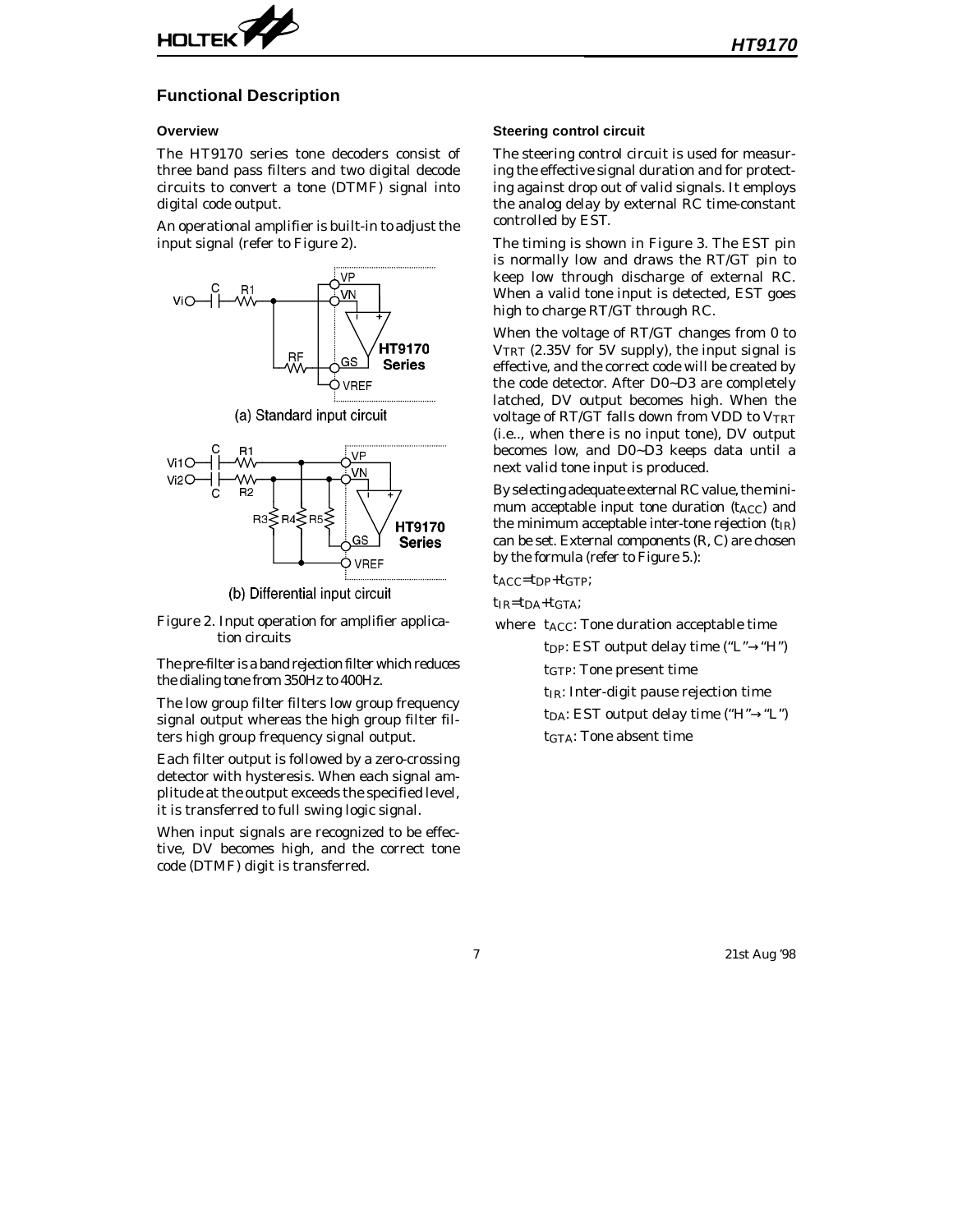## Functional Description

### Overview

The HT9170 series tone decoders consist of three band pass filters and two digital decode circuits to convert a tone (DTMF) signal into digital code output.

An operational amplifier is built-in to adjust the input signal (refer to Figure 2).

(a) Standard input circuit

(b) Differential input circuit

Figure 2. Input operation for amplifier application circuits

The pre-filter is a band rejection filter which reduces the dialing tone from 350Hz to 400Hz.

The low group filter filters low group frequency signal output whereas the high group filter filters high group frequency signal output.

Each filter output is followed by a zero-crossing detector with hysteresis. When each signal amplitude at the output exceeds the specified level, it is transferred to full swing logic signal.

When input signals are recognized to be effective, DV becomes high, and the correct tone code (DTMF) digit is transferred.

### Steering control circuit

The steering control circuit is used for measuring the effective signal duration and for protecting against drop out of valid signals. It employs the analog delay by external RC time-constant controlled by EST.

The timing is shown in Figure 3. The EST pin is normally low and draws the RT/GT pin to keep low through discharge of external RC. When a valid tone input is detected, EST goes high to charge RT/GT through RC.

When the voltage of RT/GT changes from 0 to $V_{TRT}$ (2.35V for 5V supply), the input signal is effective, and the correct code will be created by the code detector. After D0~D3 are completely latched, DV output becomes high. When the voltage of RT/GT falls down from VDD to $V_{TRT}$ (i.e.., when there is no input tone), DV output becomes low, and D0~D3 keeps data until a next valid tone input is produced.

By selecting adequate external RC value, the minimum acceptable input tone duration ($t_{ACC}$) and the minimum acceptable inter-tone rejection ($t_{IR}$) can be set. External components (R, C) are chosen by the formula (refer to Figure 5.):

$t_{ACC}=t_{DP}+t_{GTP}$;

$t_{IR}=t_{DA}+t_{GTA}$;

where $t_{ACC}$: Tone duration acceptable time

$t_{DP}$: EST output delay time ("L"→"H")

$t_{GTP}$: Tone present time

$t_{IR}$: Inter-digit pause rejection time

$t_{DA}$: EST output delay time ("H"→"L")

$t_{GTA}$: Tone absent time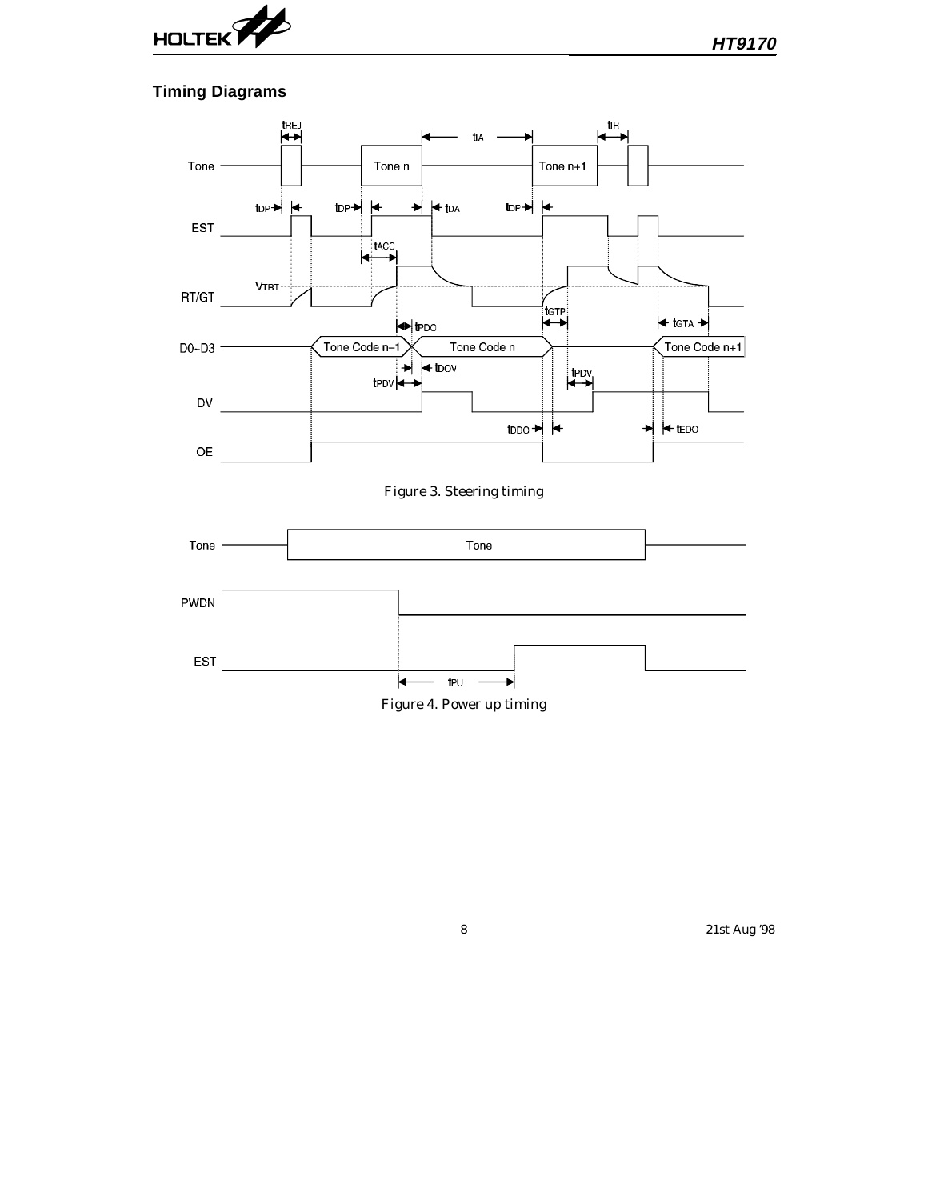## Timing Diagrams

Figure 3. Steering timing

Figure 4. Power up timing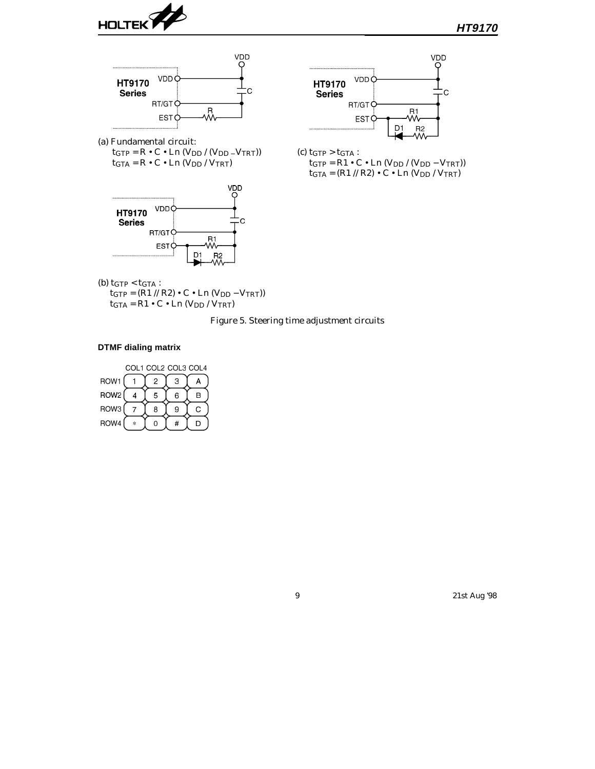(a) Fundamental circuit:

$t_{GTP} = R \cdot C \cdot Ln\,(V_{DD} / (V_{DD} - V_{TRT}))$

$t_{GTA} = R \cdot C \cdot Ln\,(V_{DD} / V_{TRT})$

(b) $t_{GTP} < t_{GTA}$ :

$t_{GTP} = (R1 // R2) \cdot C \cdot Ln\,(V_{DD} - V_{TRT}))$

$t_{GTA} = R1 \cdot C \cdot Ln\,(V_{DD} / V_{TRT})$

(c) $t_{GTP} > t_{GTA}$ :

$t_{GTP} = R1 \cdot C \cdot Ln\,(V_{DD} / (V_{DD} - V_{TRT}))$

$t_{GTA} = (R1 // R2) \cdot C \cdot Ln\,(V_{DD} / V_{TRT})$

Figure 5. Steering time adjustment circuits

**DTMF dialing matrix**

| | COL1 | COL2 | COL3 | COL4 |
|---|---|---|---|---|
| ROW1 | 1 | 2 | 3 | A |
| ROW2 | 4 | 5 | 6 | B |
| ROW3 | 7 | 8 | 9 | C |
| ROW4 | * | 0 | # | D |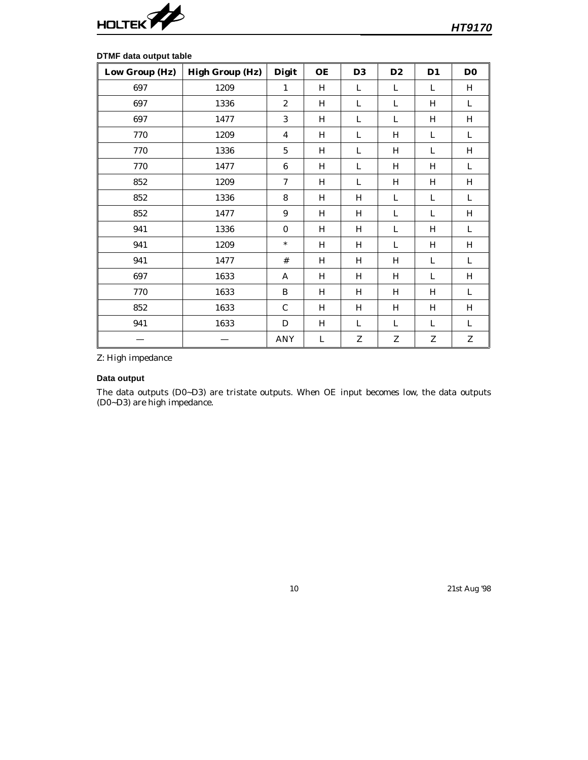### DTMF data output table

| Low Group (Hz) | High Group (Hz) | Digit | OE | D3 | D2 | D1 | D0 |
|---|---|---|---|---|---|---|---|
| 697 | 1209 | 1 | H | L | L | L | H |
| 697 | 1336 | 2 | H | L | L | H | L |
| 697 | 1477 | 3 | H | L | L | H | H |
| 770 | 1209 | 4 | H | L | H | L | L |
| 770 | 1336 | 5 | H | L | H | L | H |
| 770 | 1477 | 6 | H | L | H | H | L |
| 852 | 1209 | 7 | H | L | H | H | H |
| 852 | 1336 | 8 | H | H | L | L | L |
| 852 | 1477 | 9 | H | H | L | L | H |
| 941 | 1336 | 0 | H | H | L | H | L |
| 941 | 1209 | * | H | H | L | H | H |
| 941 | 1477 | # | H | H | H | L | L |
| 697 | 1633 | A | H | H | H | L | H |
| 770 | 1633 | B | H | H | H | H | L |
| 852 | 1633 | C | H | H | H | H | H |
| 941 | 1633 | D | H | L | L | L | L |
| — | — | ANY | L | Z | Z | Z | Z |

Z: High impedance

### Data output

The data outputs (D0~D3) are tristate outputs. When OE input becomes low, the data outputs (D0~D3) are high impedance.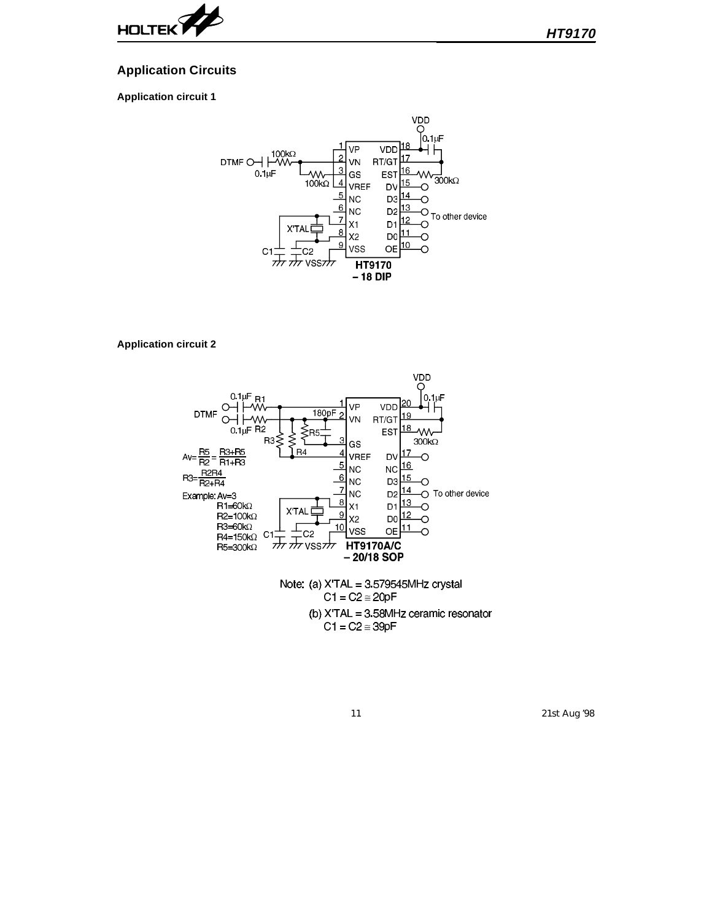## Application Circuits

### Application circuit 1

HT9170 – 18 DIP

### Application circuit 2

$Av = \frac{R5}{R2} = \frac{R3+R5}{R1+R3}$

$R3 = \frac{R2R4}{R2+R4}$

Example: Av=3
R1=60kΩ
R2=100kΩ
R3=60kΩ
R4=150kΩ
R5=300kΩ

HT9170A/C – 20/18 SOP

Note: (a) X'TAL = 3.579545MHz crystal
C1 = C2 ≅ 20pF
(b) X'TAL = 3.58MHz ceramic resonator
C1 = C2 ≅ 39pF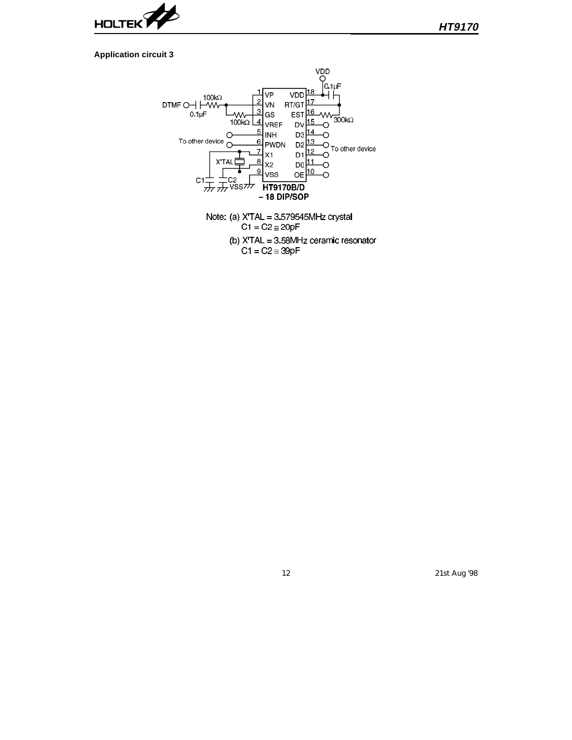### Application circuit 3

VDD

0.1μF

DTMF

100kΩ

0.1μF

100kΩ

300kΩ

1 VP
2 VN
3 GS
4 VREF
5 INH
6 PWDN
7 X1
8 X2
9 VSS

18 VDD
17 RT/GT
16 EST
15 DV
14 D3
13 D2
12 D1
11 D0
10 OE

To other device

To other device

X'TAL

C1

C2

VSS

HT9170B/D
– 18 DIP/SOP

Note: (a) X'TAL = 3.579545MHz crystal
C1 = C2 ≅ 20pF

(b) X'TAL = 3.58MHz ceramic resonator
C1 = C2 ≅ 39pF